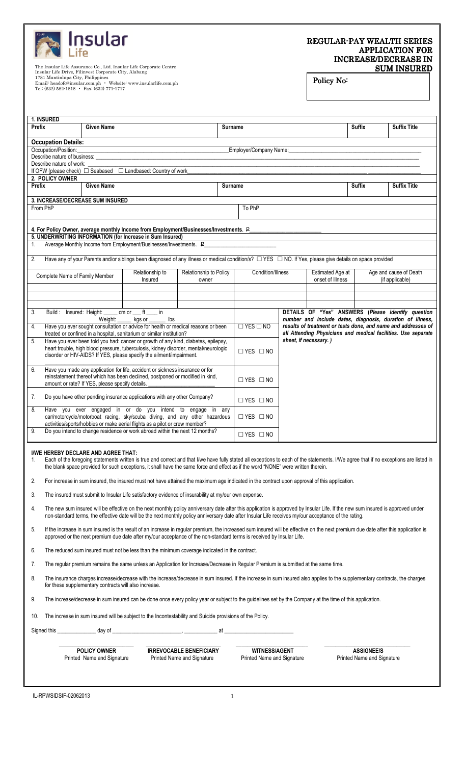**Insular Life**

The Insular Life Assurance Co., Ltd. Insular Life Corporate Centre
Insular Life Drive, Filinvest Corporate City, Alabang
1781 Muntinlupa City, Philippines
Email: headofc@insular.com.ph • Website: www.insularlife.com.ph
Tel: (632) 582-1818 • Fax: (632) 771-1717

# REGULAR-PAY WEALTH SERIES APPLICATION FOR INCREASE/DECREASE IN SUM INSURED

Policy No:

**1. INSURED**

| Prefix | Given Name | Surname | Suffix | Suffix Title |
|---|---|---|---|---|
| | | | | |

**Occupation Details:**

Occupation/Position: ____________________ Employer/Company Name: ____________________

Describe nature of business: ____________________

Describe nature of work: ____________________

If OFW (please check) ☐ Seabased ☐ Landbased: Country of work ____________________

**2. POLICY OWNER**

| Prefix | Given Name | Surname | Suffix | Suffix Title |
|---|---|---|---|---|
| | | | | |

**3. INCREASE/DECREASE SUM INSURED**

| From PhP | To PhP |
|---|---|
| | |

**4. For Policy Owner, average monthly Income from Employment/Businesses/Investments.** ₱ ____________________

**5. UNDERWRITING INFORMATION (for Increase in Sum Insured)**

1. Average Monthly Income from Employment/Businesses/Investments. ₱ ____________________

2. Have any of your Parents and/or siblings been diagnosed of any illness or medical condition/s? ☐ YES ☐ NO. If Yes, please give details on space provided

| Complete Name of Family Member | Relationship to Insured | Relationship to Policy owner | Condition/Illness | Estimated Age at onset of Illness | Age and cause of Death (if applicable) |
|---|---|---|---|---|---|
| | | | | | |
| | | | | | |
| | | | | | |

| Question | Answer | DETAILS OF "YES" ANSWERS (*Please identify question number and include dates, diagnosis, duration of illness, results of treatment or tests done, and name and addresses of all Attending Physicians and medical facilities. Use separate sheet, if necessary.*) |
|---|---|---|
| 3. Build : Insured: Height: _____ cm or ___ ft ____ in; Weight: _____ kgs or ______ lbs | | |
| 4. Have you ever sought consultation or advice for health or medical reasons or been treated or confined in a hospital, sanitarium or similar institution? | ☐ YES ☐ NO | |
| 5. Have you ever been told you had: cancer or growth of any kind, diabetes, epilepsy, heart trouble, high blood pressure, tuberculosis, kidney disorder, mental/neurologic disorder or HIV-AIDS? If YES, please specify the ailment/impairment. ____________________ | ☐ YES ☐ NO | |
| 6. Have you made any application for life, accident or sickness insurance or for reinstatement thereof which has been declined, postponed or modified in kind, amount or rate? If YES, please specify details. ____________________ | ☐ YES ☐ NO | |
| 7. Do you have other pending insurance applications with any other Company? | ☐ YES ☐ NO | |
| 8. Have you ever engaged in or do you intend to engage in any car/motorcycle/motorboat racing, sky/scuba diving, and any other hazardous activities/sports/hobbies or make aerial flights as a pilot or crew member? | ☐ YES ☐ NO | |
| 9. Do you intend to change residence or work abroad within the next 12 months? | ☐ YES ☐ NO | |

**I/WE HEREBY DECLARE AND AGREE THAT:**

1. Each of the foregoing statements written is true and correct and that I/we have fully stated all exceptions to each of the statements. I/We agree that if no exceptions are listed in the blank space provided for such exceptions, it shall have the same force and effect as if the word "NONE" were written therein.
2. For increase in sum insured, the insured must not have attained the maximum age indicated in the contract upon approval of this application.
3. The insured must submit to Insular Life satisfactory evidence of insurability at my/our own expense.
4. The new sum insured will be effective on the next monthly policy anniversary date after this application is approved by Insular Life. If the new sum insured is approved under non-standard terms, the effective date will be the next monthly policy anniversary date after Insular Life receives my/our acceptance of the rating.
5. If the increase in sum insured is the result of an increase in regular premium, the increased sum insured will be effective on the next premium due date after this application is approved or the next premium due date after my/our acceptance of the non-standard terms is received by Insular Life.
6. The reduced sum insured must not be less than the minimum coverage indicated in the contract.
7. The regular premium remains the same unless an Application for Increase/Decrease in Regular Premium is submitted at the same time.
8. The insurance charges increase/decrease with the increase/decrease in sum insured. If the increase in sum insured also applies to the supplementary contracts, the charges for these supplementary contracts will also increase.
9. The increase/decrease in sum insured can be done once every policy year or subject to the guidelines set by the Company at the time of this application.
10. The increase in sum insured will be subject to the Incontestability and Suicide provisions of the Policy.

Signed this ____________ day of ____________________, __________ at ____________________

| ____________________ | ____________________ | ____________________ | ____________________ |
|---|---|---|---|
| **POLICY OWNER** | **IRREVOCABLE BENEFICIARY** | **WITNESS/AGENT** | **ASSIGNEE/S** |
| Printed Name and Signature | Printed Name and Signature | Printed Name and Signature | Printed Name and Signature |

IL-RPWSIDSIF-02062013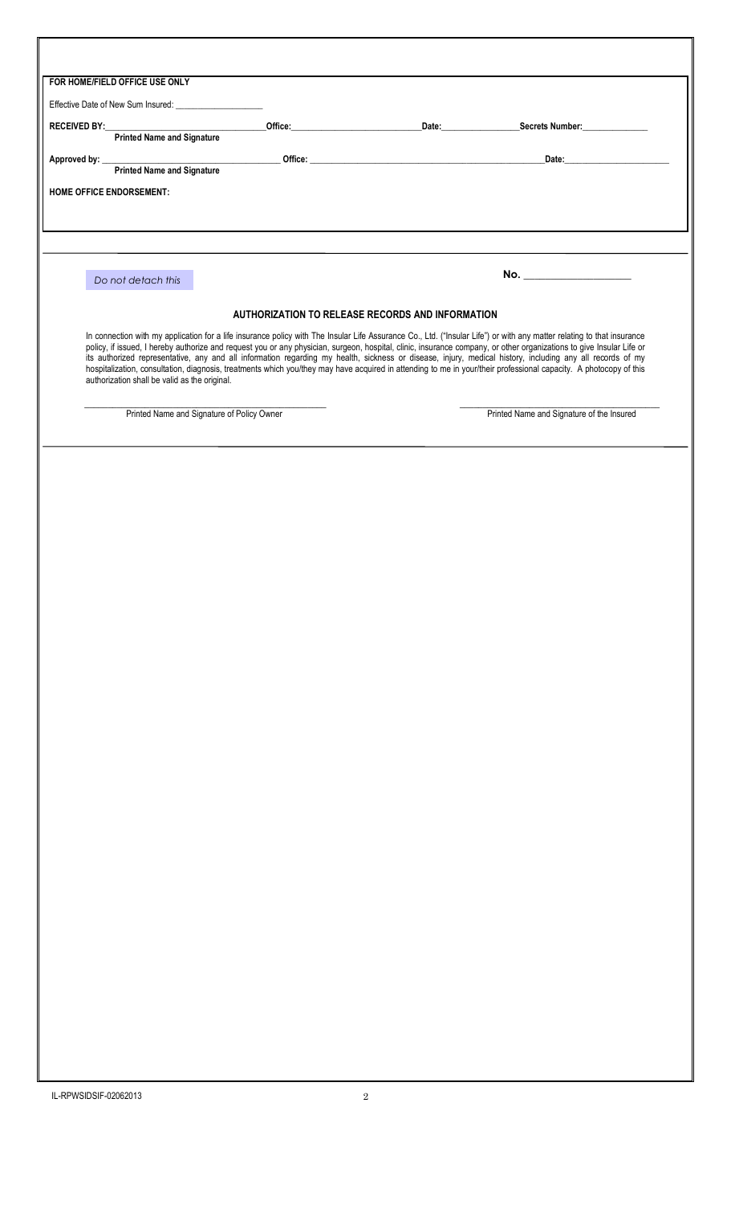**FOR HOME/FIELD OFFICE USE ONLY**

Effective Date of New Sum Insured: ____________________

**RECEIVED BY:** ______________________________ **Office:** ______________________________ **Date:** __________________ **Secrets Number:** ______________
**Printed Name and Signature**

**Approved by:** ______________________________ **Office:** ______________________________ **Date:** ______________________
**Printed Name and Signature**

**HOME OFFICE ENDORSEMENT:**

---

*Do not detach this*

**No.** ____________________

**AUTHORIZATION TO RELEASE RECORDS AND INFORMATION**

In connection with my application for a life insurance policy with The Insular Life Assurance Co., Ltd. ("Insular Life") or with any matter relating to that insurance policy, if issued, I hereby authorize and request you or any physician, surgeon, hospital, clinic, insurance company, or other organizations to give Insular Life or its authorized representative, any and all information regarding my health, sickness or disease, injury, medical history, including any all records of my hospitalization, consultation, diagnosis, treatments which you/they may have acquired in attending to me in your/their professional capacity. A photocopy of this authorization shall be valid as the original.

______________________________________________
Printed Name and Signature of Policy Owner

______________________________________________
Printed Name and Signature of the Insured

IL-RPWSIDSIF-02062013